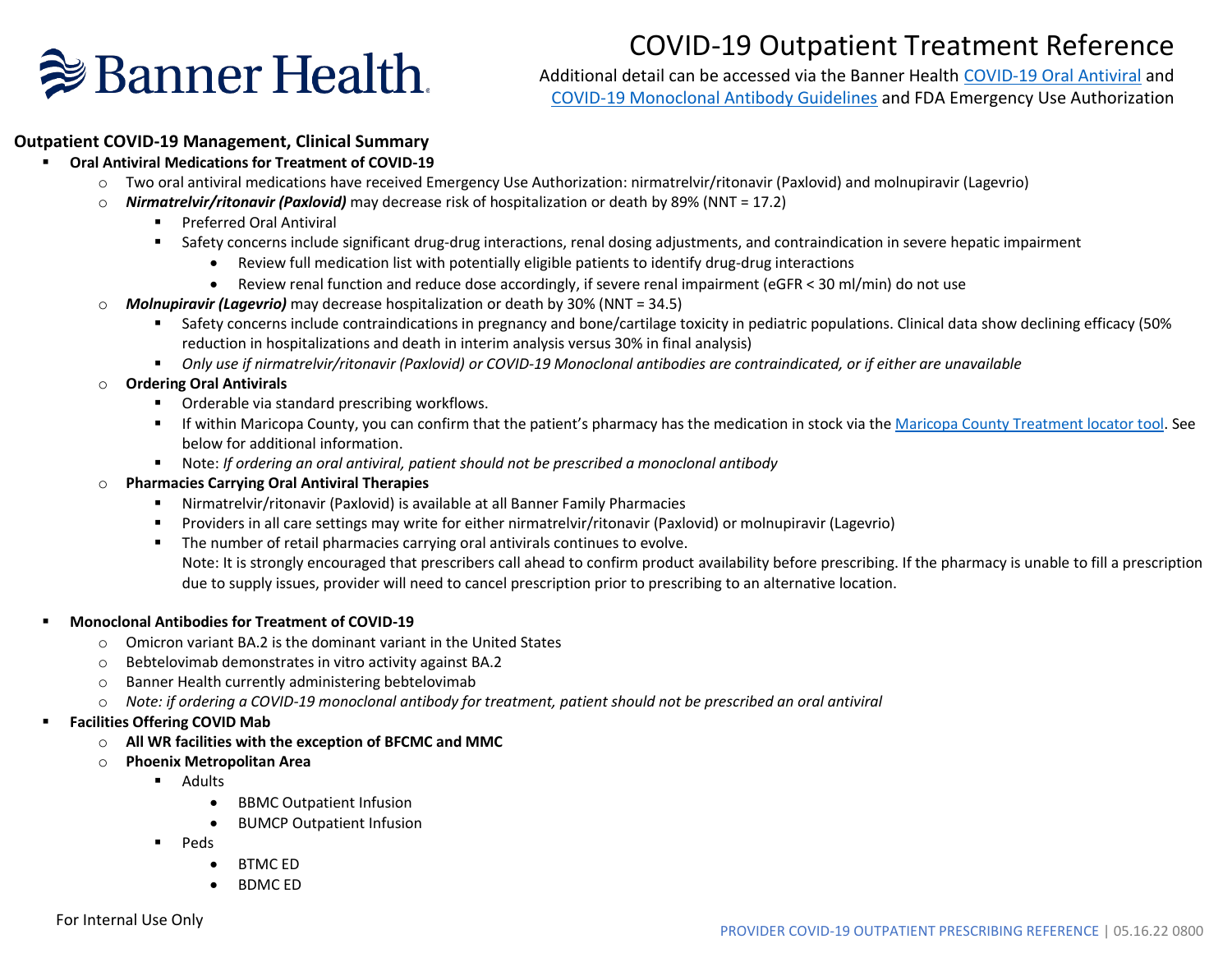# COVID-19 Outpatient Treatment Reference

Banner Health

Additional detail can be accessed via the Banner Health COVID-19 Oral Antiviral and COVID-19 Monoclonal Antibody Guidelines and FDA Emergency Use Authorization

## Outpatient COVID-19 Management, Clinical Summary

- **Oral Antiviral Medications for Treatment of COVID-19**
  - Two oral antiviral medications have received Emergency Use Authorization: nirmatrelvir/ritonavir (Paxlovid) and molnupiravir (Lagevrio)
  - ***Nirmatrelvir/ritonavir (Paxlovid)*** may decrease risk of hospitalization or death by 89% (NNT = 17.2)
    - Preferred Oral Antiviral
    - Safety concerns include significant drug-drug interactions, renal dosing adjustments, and contraindication in severe hepatic impairment
      - Review full medication list with potentially eligible patients to identify drug-drug interactions
      - Review renal function and reduce dose accordingly, if severe renal impairment (eGFR < 30 ml/min) do not use
  - ***Molnupiravir (Lagevrio)*** may decrease hospitalization or death by 30% (NNT = 34.5)
    - Safety concerns include contraindications in pregnancy and bone/cartilage toxicity in pediatric populations. Clinical data show declining efficacy (50% reduction in hospitalizations and death in interim analysis versus 30% in final analysis)
    - *Only use if nirmatrelvir/ritonavir (Paxlovid) or COVID-19 Monoclonal antibodies are contraindicated, or if either are unavailable*
  - **Ordering Oral Antivirals**
    - Orderable via standard prescribing workflows.
    - If within Maricopa County, you can confirm that the patient's pharmacy has the medication in stock via the Maricopa County Treatment locator tool. See below for additional information.
    - Note: *If ordering an oral antiviral, patient should not be prescribed a monoclonal antibody*
  - **Pharmacies Carrying Oral Antiviral Therapies**
    - Nirmatrelvir/ritonavir (Paxlovid) is available at all Banner Family Pharmacies
    - Providers in all care settings may write for either nirmatrelvir/ritonavir (Paxlovid) or molnupiravir (Lagevrio)
    - The number of retail pharmacies carrying oral antivirals continues to evolve.
      Note: It is strongly encouraged that prescribers call ahead to confirm product availability before prescribing. If the pharmacy is unable to fill a prescription due to supply issues, provider will need to cancel prescription prior to prescribing to an alternative location.

- **Monoclonal Antibodies for Treatment of COVID-19**
  - Omicron variant BA.2 is the dominant variant in the United States
  - Bebtelovimab demonstrates in vitro activity against BA.2
  - Banner Health currently administering bebtelovimab
  - *Note: if ordering a COVID-19 monoclonal antibody for treatment, patient should not be prescribed an oral antiviral*
- **Facilities Offering COVID Mab**
  - **All WR facilities with the exception of BFCMC and MMC**
  - **Phoenix Metropolitan Area**
    - Adults
      - BBMC Outpatient Infusion
      - BUMCP Outpatient Infusion
    - Peds
      - BTMC ED
      - BDMC ED

For Internal Use Only

PROVIDER COVID-19 OUTPATIENT PRESCRIBING REFERENCE | 05.16.22 0800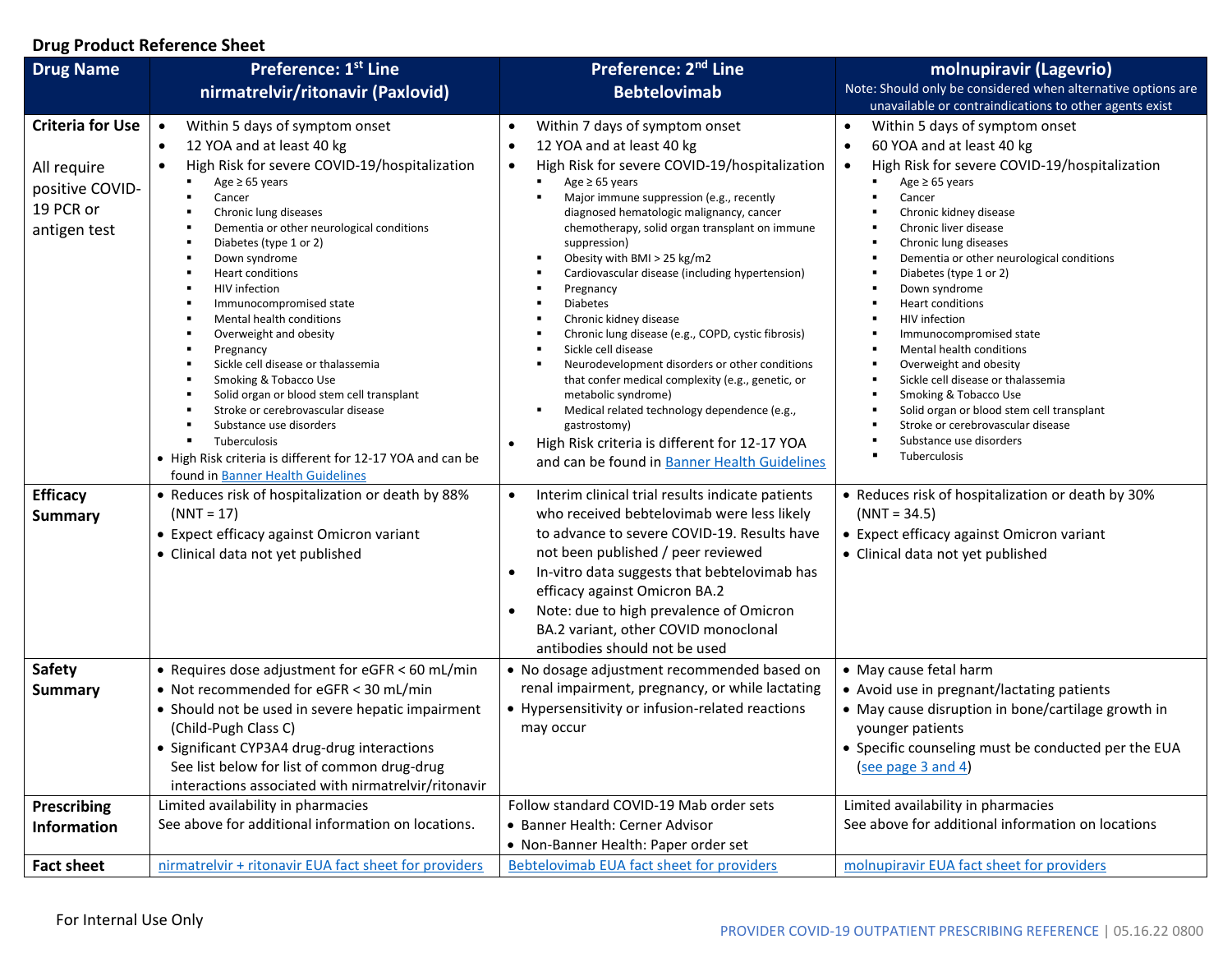**Drug Product Reference Sheet**

| Drug Name | Preference: 1st Line nirmatrelvir/ritonavir (Paxlovid) | Preference: 2nd Line Bebtelovimab | molnupiravir (Lagevrio) Note: Should only be considered when alternative options are unavailable or contraindications to other agents exist |
|---|---|---|---|
| **Criteria for Use** All require positive COVID-19 PCR or antigen test | • Within 5 days of symptom onset<br>• 12 YOA and at least 40 kg<br>• High Risk for severe COVID-19/hospitalization<br>▪ Age ≥ 65 years<br>▪ Cancer<br>▪ Chronic lung diseases<br>▪ Dementia or other neurological conditions<br>▪ Diabetes (type 1 or 2)<br>▪ Down syndrome<br>▪ Heart conditions<br>▪ HIV infection<br>▪ Immunocompromised state<br>▪ Mental health conditions<br>▪ Overweight and obesity<br>▪ Pregnancy<br>▪ Sickle cell disease or thalassemia<br>▪ Smoking & Tobacco Use<br>▪ Solid organ or blood stem cell transplant<br>▪ Stroke or cerebrovascular disease<br>▪ Substance use disorders<br>▪ Tuberculosis<br>• High Risk criteria is different for 12-17 YOA and can be found in Banner Health Guidelines | • Within 7 days of symptom onset<br>• 12 YOA and at least 40 kg<br>• High Risk for severe COVID-19/hospitalization<br>▪ Age ≥ 65 years<br>▪ Major immune suppression (e.g., recently diagnosed hematologic malignancy, cancer chemotherapy, solid organ transplant on immune suppression)<br>▪ Obesity with BMI > 25 kg/m2<br>▪ Cardiovascular disease (including hypertension)<br>▪ Pregnancy<br>▪ Diabetes<br>▪ Chronic kidney disease<br>▪ Chronic lung disease (e.g., COPD, cystic fibrosis)<br>▪ Sickle cell disease<br>▪ Neurodevelopment disorders or other conditions that confer medical complexity (e.g., genetic, or metabolic syndrome)<br>▪ Medical related technology dependence (e.g., gastrostomy)<br>• High Risk criteria is different for 12-17 YOA and can be found in Banner Health Guidelines | • Within 5 days of symptom onset<br>• 60 YOA and at least 40 kg<br>• High Risk for severe COVID-19/hospitalization<br>▪ Age ≥ 65 years<br>▪ Cancer<br>▪ Chronic kidney disease<br>▪ Chronic liver disease<br>▪ Chronic lung diseases<br>▪ Dementia or other neurological conditions<br>▪ Diabetes (type 1 or 2)<br>▪ Down syndrome<br>▪ Heart conditions<br>▪ HIV infection<br>▪ Immunocompromised state<br>▪ Mental health conditions<br>▪ Overweight and obesity<br>▪ Sickle cell disease or thalassemia<br>▪ Smoking & Tobacco Use<br>▪ Solid organ or blood stem cell transplant<br>▪ Stroke or cerebrovascular disease<br>▪ Substance use disorders<br>▪ Tuberculosis |
| **Efficacy Summary** | • Reduces risk of hospitalization or death by 88% (NNT = 17)<br>• Expect efficacy against Omicron variant<br>• Clinical data not yet published | • Interim clinical trial results indicate patients who received bebtelovimab were less likely to advance to severe COVID-19. Results have not been published / peer reviewed<br>• In-vitro data suggests that bebtelovimab has efficacy against Omicron BA.2<br>• Note: due to high prevalence of Omicron BA.2 variant, other COVID monoclonal antibodies should not be used | • Reduces risk of hospitalization or death by 30% (NNT = 34.5)<br>• Expect efficacy against Omicron variant<br>• Clinical data not yet published |
| **Safety Summary** | • Requires dose adjustment for eGFR < 60 mL/min<br>• Not recommended for eGFR < 30 mL/min<br>• Should not be used in severe hepatic impairment (Child-Pugh Class C)<br>• Significant CYP3A4 drug-drug interactions See list below for list of common drug-drug interactions associated with nirmatrelvir/ritonavir | • No dosage adjustment recommended based on renal impairment, pregnancy, or while lactating<br>• Hypersensitivity or infusion-related reactions may occur | • May cause fetal harm<br>• Avoid use in pregnant/lactating patients<br>• May cause disruption in bone/cartilage growth in younger patients<br>• Specific counseling must be conducted per the EUA (see page 3 and 4) |
| **Prescribing Information** | Limited availability in pharmacies<br>See above for additional information on locations. | Follow standard COVID-19 Mab order sets<br>• Banner Health: Cerner Advisor<br>• Non-Banner Health: Paper order set | Limited availability in pharmacies<br>See above for additional information on locations |
| **Fact sheet** | nirmatrelvir + ritonavir EUA fact sheet for providers | Bebtelovimab EUA fact sheet for providers | molnupiravir EUA fact sheet for providers |

For Internal Use Only

PROVIDER COVID-19 OUTPATIENT PRESCRIBING REFERENCE | 05.16.22 0800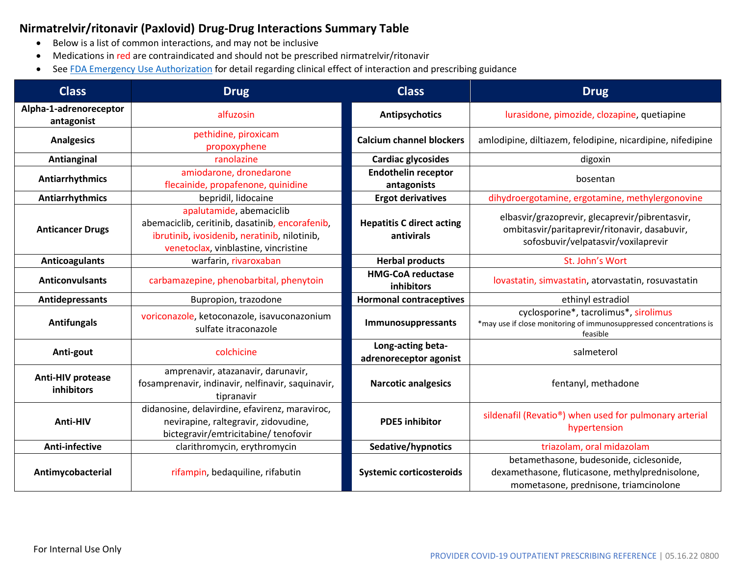## Nirmatrelvir/ritonavir (Paxlovid) Drug-Drug Interactions Summary Table

- Below is a list of common interactions, and may not be inclusive
- Medications in red are contraindicated and should not be prescribed nirmatrelvir/ritonavir
- See FDA Emergency Use Authorization for detail regarding clinical effect of interaction and prescribing guidance

| Class | Drug | Class | Drug |
|---|---|---|---|
| Alpha-1-adrenoreceptor antagonist | alfuzosin | Antipsychotics | lurasidone, pimozide, clozapine, quetiapine |
| Analgesics | pethidine, piroxicam propoxyphene | Calcium channel blockers | amlodipine, diltiazem, felodipine, nicardipine, nifedipine |
| Antianginal | ranolazine | Cardiac glycosides | digoxin |
| Antiarrhythmics | amiodarone, dronedarone flecainide, propafenone, quinidine | Endothelin receptor antagonists | bosentan |
| Antiarrhythmics | bepridil, lidocaine | Ergot derivatives | dihydroergotamine, ergotamine, methylergonovine |
| Anticancer Drugs | apalutamide, abemaciclib abemaciclib, ceritinib, dasatinib, encorafenib, ibrutinib, ivosidenib, neratinib, nilotinib, venetoclax, vinblastine, vincristine | Hepatitis C direct acting antivirals | elbasvir/grazoprevir, glecaprevir/pibrentasvir, ombitasvir/paritaprevir/ritonavir, dasabuvir, sofosbuvir/velpatasvir/voxilaprevir |
| Anticoagulants | warfarin, rivaroxaban | Herbal products | St. John's Wort |
| Anticonvulsants | carbamazepine, phenobarbital, phenytoin | HMG-CoA reductase inhibitors | lovastatin, simvastatin, atorvastatin, rosuvastatin |
| Antidepressants | Bupropion, trazodone | Hormonal contraceptives | ethinyl estradiol |
| Antifungals | voriconazole, ketoconazole, isavuconazonium sulfate itraconazole | Immunosuppressants | cyclosporine*, tacrolimus*, sirolimus<br>*may use if close monitoring of immunosuppressed concentrations is feasible |
| Anti-gout | colchicine | Long-acting beta-adrenoreceptor agonist | salmeterol |
| Anti-HIV protease inhibitors | amprenavir, atazanavir, darunavir, fosamprenavir, indinavir, nelfinavir, saquinavir, tipranavir | Narcotic analgesics | fentanyl, methadone |
| Anti-HIV | didanosine, delavirdine, efavirenz, maraviroc, nevirapine, raltegravir, zidovudine, bictegravir/emtricitabine/ tenofovir | PDE5 inhibitor | sildenafil (Revatio®) when used for pulmonary arterial hypertension |
| Anti-infective | clarithromycin, erythromycin | Sedative/hypnotics | triazolam, oral midazolam |
| Antimycobacterial | rifampin, bedaquiline, rifabutin | Systemic corticosteroids | betamethasone, budesonide, ciclesonide, dexamethasone, fluticasone, methylprednisolone, mometasone, prednisone, triamcinolone |

For Internal Use Only

PROVIDER COVID-19 OUTPATIENT PRESCRIBING REFERENCE | 05.16.22 0800